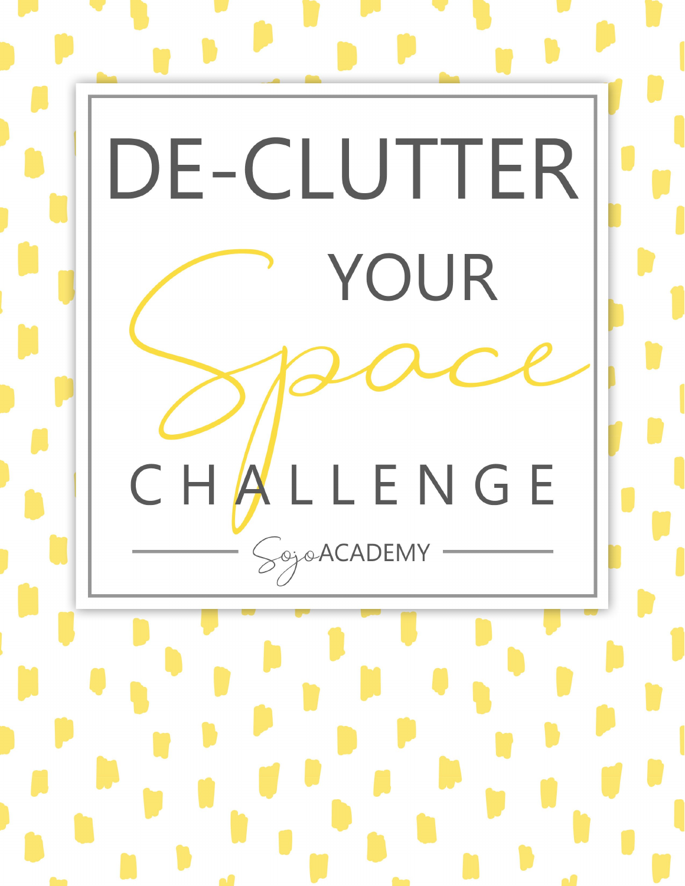# DE-CLUTTER YOUR *Space* CHALLENGE

SojoACADEMY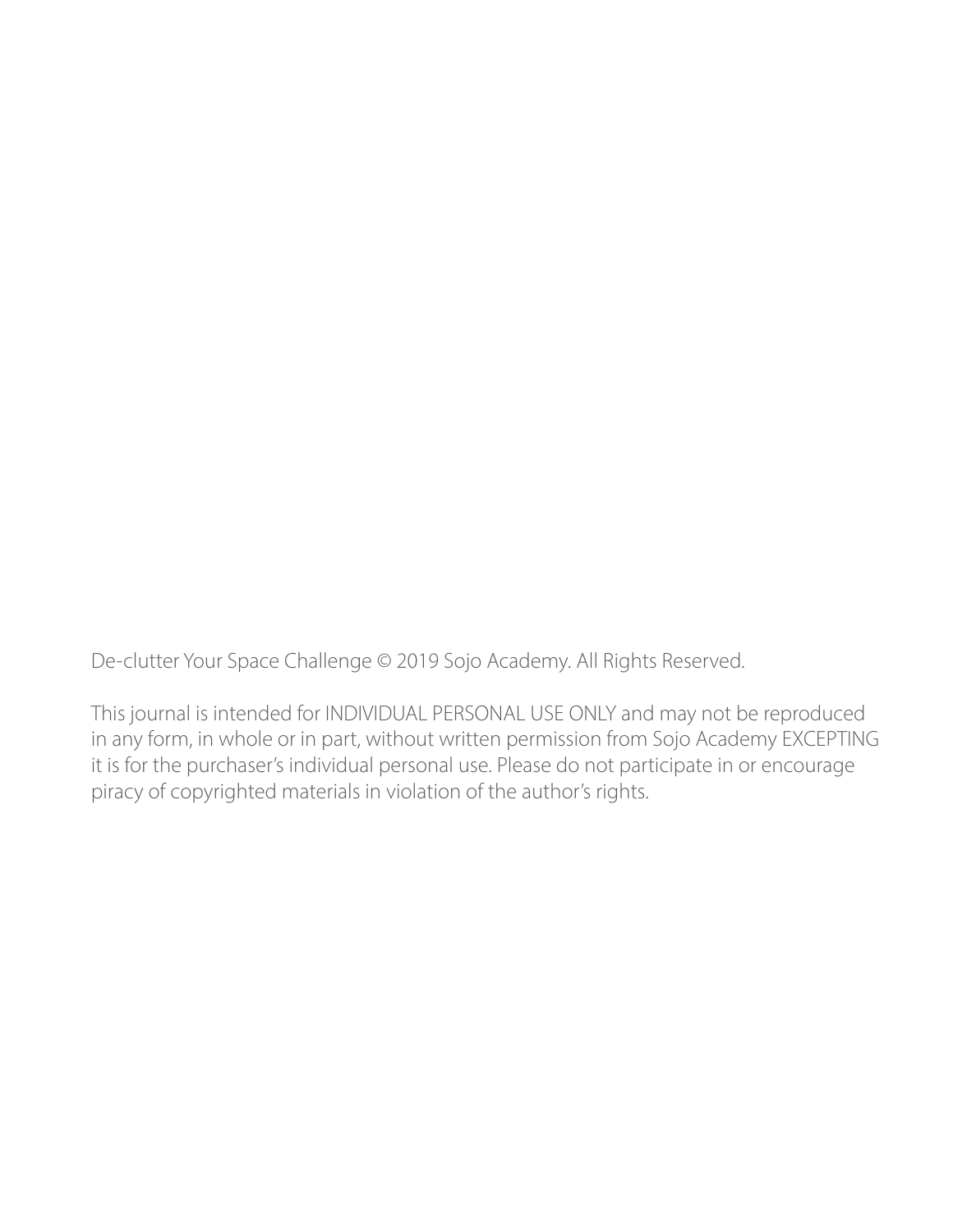De-clutter Your Space Challenge © 2019 Sojo Academy. All Rights Reserved.

This journal is intended for INDIVIDUAL PERSONAL USE ONLY and may not be reproduced in any form, in whole or in part, without written permission from Sojo Academy EXCEPTING it is for the purchaser's individual personal use. Please do not participate in or encourage piracy of copyrighted materials in violation of the author's rights.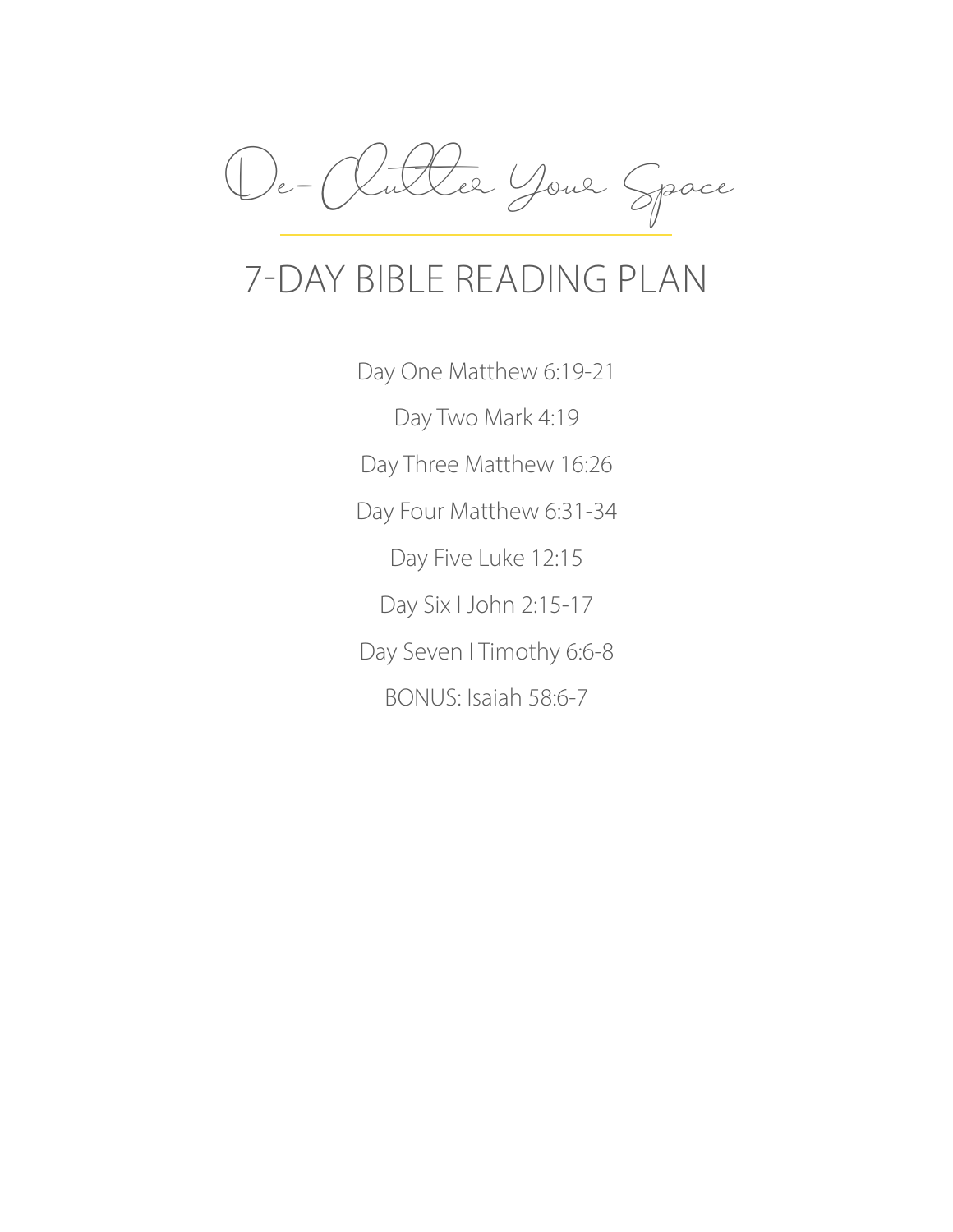# De-Clutter Your Space

## 7-DAY BIBLE READING PLAN

Day One Matthew 6:19-21

Day Two Mark 4:19

Day Three Matthew 16:26

Day Four Matthew 6:31-34

Day Five Luke 12:15

Day Six I John 2:15-17

Day Seven I Timothy 6:6-8

BONUS: Isaiah 58:6-7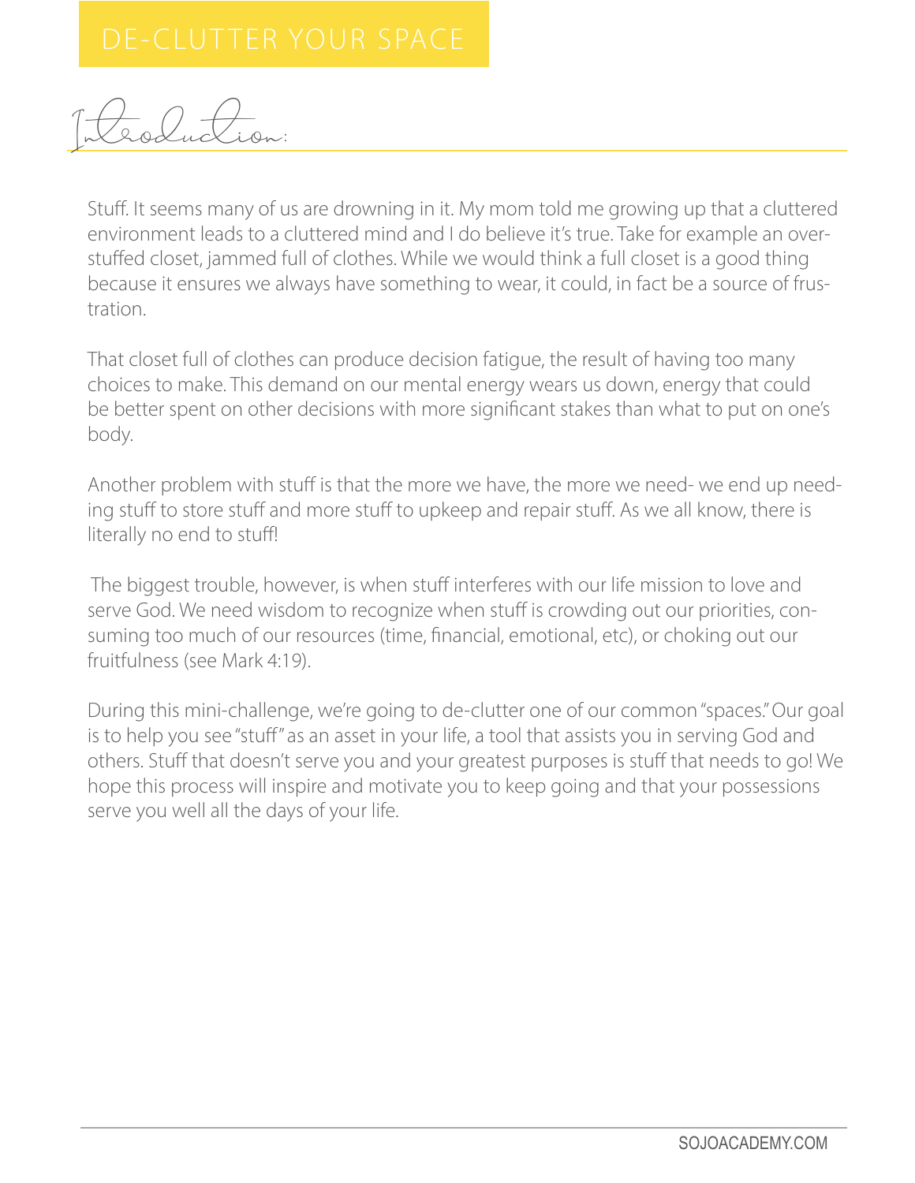# DE-CLUTTER YOUR SPACE

## Introduction:

Stuff. It seems many of us are drowning in it. My mom told me growing up that a cluttered environment leads to a cluttered mind and I do believe it's true. Take for example an overstuffed closet, jammed full of clothes. While we would think a full closet is a good thing because it ensures we always have something to wear, it could, in fact be a source of frustration.

That closet full of clothes can produce decision fatigue, the result of having too many choices to make. This demand on our mental energy wears us down, energy that could be better spent on other decisions with more significant stakes than what to put on one's body.

Another problem with stuff is that the more we have, the more we need- we end up needing stuff to store stuff and more stuff to upkeep and repair stuff. As we all know, there is literally no end to stuff!

The biggest trouble, however, is when stuff interferes with our life mission to love and serve God. We need wisdom to recognize when stuff is crowding out our priorities, consuming too much of our resources (time, financial, emotional, etc), or choking out our fruitfulness (see Mark 4:19).

During this mini-challenge, we're going to de-clutter one of our common "spaces." Our goal is to help you see "stuff" as an asset in your life, a tool that assists you in serving God and others. Stuff that doesn't serve you and your greatest purposes is stuff that needs to go! We hope this process will inspire and motivate you to keep going and that your possessions serve you well all the days of your life.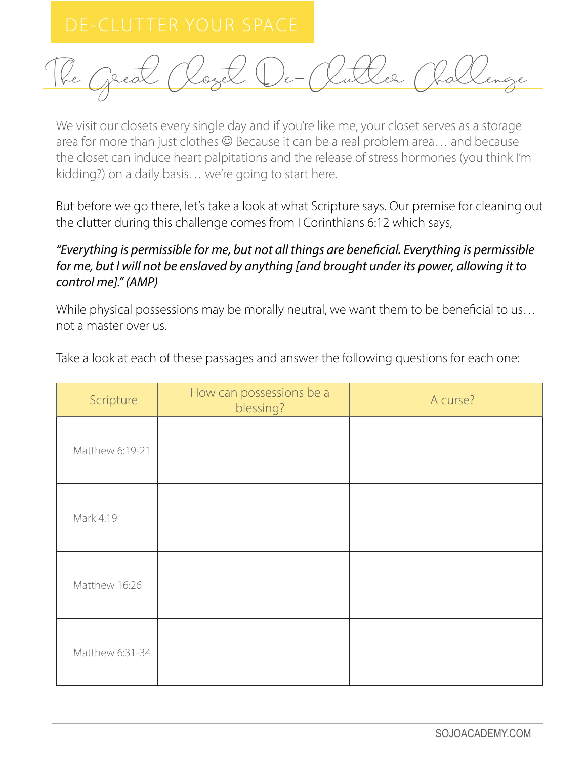DE-CLUTTER YOUR SPACE

# The Great Closet De-Clutter Challenge

We visit our closets every single day and if you're like me, your closet serves as a storage area for more than just clothes ☺ Because it can be a real problem area… and because the closet can induce heart palpitations and the release of stress hormones (you think I'm kidding?) on a daily basis… we're going to start here.

But before we go there, let's take a look at what Scripture says. Our premise for cleaning out the clutter during this challenge comes from I Corinthians 6:12 which says,

*"Everything is permissible for me, but not all things are beneficial. Everything is permissible for me, but I will not be enslaved by anything [and brought under its power, allowing it to control me]." (AMP)*

While physical possessions may be morally neutral, we want them to be beneficial to us… not a master over us.

Take a look at each of these passages and answer the following questions for each one:

| Scripture | How can possessions be a blessing? | A curse? |
| --- | --- | --- |
| Matthew 6:19-21 | | |
| Mark 4:19 | | |
| Matthew 16:26 | | |
| Matthew 6:31-34 | | |

SOJOACADEMY.COM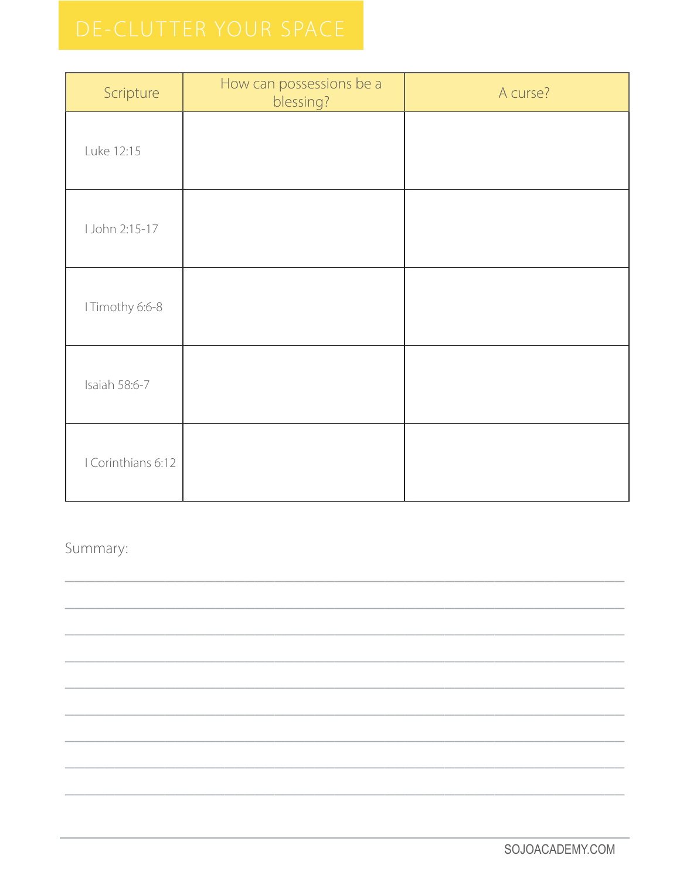# DE-CLUTTER YOUR SPACE

| Scripture | How can possessions be a blessing? | A curse? |
| --- | --- | --- |
| Luke 12:15 | | |
| I John 2:15-17 | | |
| I Timothy 6:6-8 | | |
| Isaiah 58:6-7 | | |
| I Corinthians 6:12 | | |

Summary:

_______________________________________________________________________________

_______________________________________________________________________________

_______________________________________________________________________________

_______________________________________________________________________________

_______________________________________________________________________________

_______________________________________________________________________________

_______________________________________________________________________________

_______________________________________________________________________________

_______________________________________________________________________________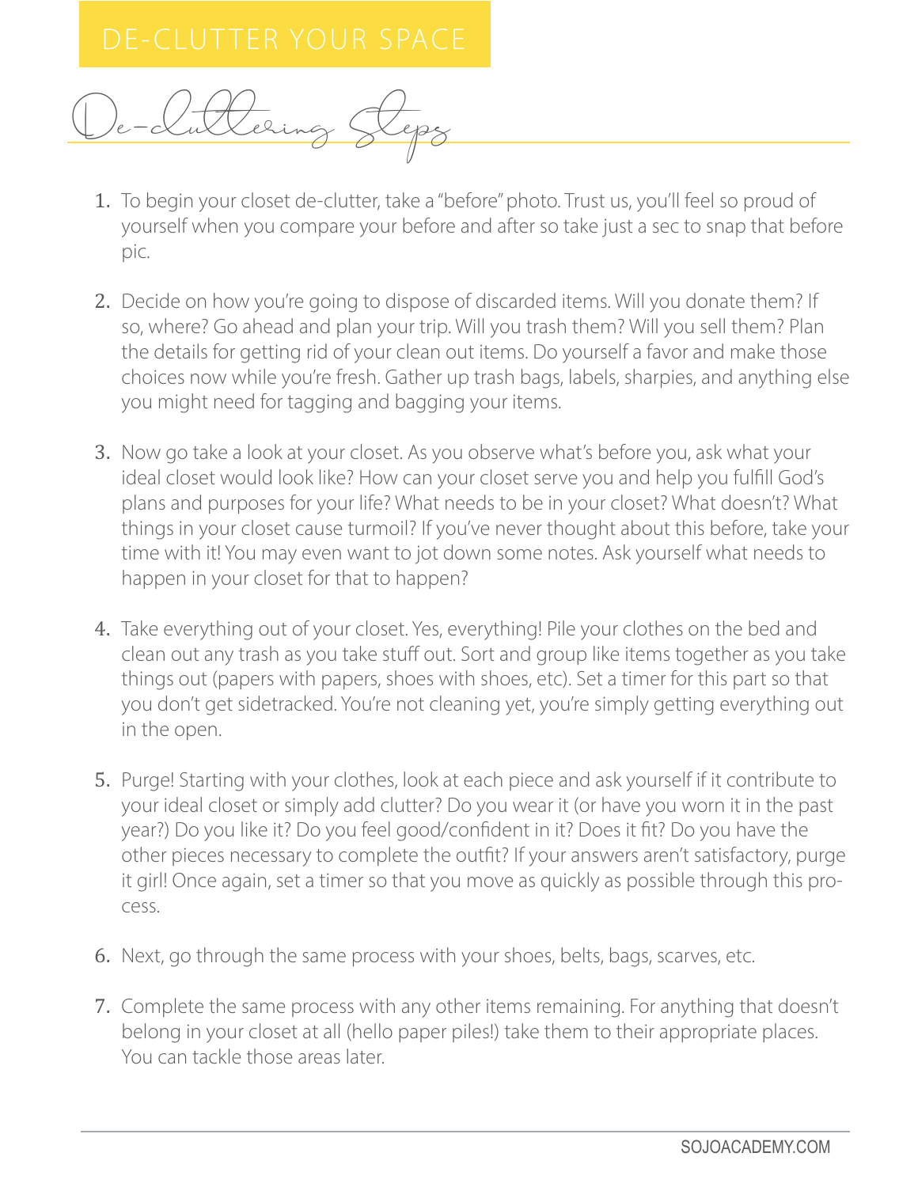# DE-CLUTTER YOUR SPACE

## De-Cluttering Steps

1. To begin your closet de-clutter, take a "before" photo. Trust us, you'll feel so proud of yourself when you compare your before and after so take just a sec to snap that before pic.

2. Decide on how you're going to dispose of discarded items. Will you donate them? If so, where? Go ahead and plan your trip. Will you trash them? Will you sell them? Plan the details for getting rid of your clean out items. Do yourself a favor and make those choices now while you're fresh. Gather up trash bags, labels, sharpies, and anything else you might need for tagging and bagging your items.

3. Now go take a look at your closet. As you observe what's before you, ask what your ideal closet would look like? How can your closet serve you and help you fulfill God's plans and purposes for your life? What needs to be in your closet? What doesn't? What things in your closet cause turmoil? If you've never thought about this before, take your time with it! You may even want to jot down some notes. Ask yourself what needs to happen in your closet for that to happen?

4. Take everything out of your closet. Yes, everything! Pile your clothes on the bed and clean out any trash as you take stuff out. Sort and group like items together as you take things out (papers with papers, shoes with shoes, etc). Set a timer for this part so that you don't get sidetracked. You're not cleaning yet, you're simply getting everything out in the open.

5. Purge! Starting with your clothes, look at each piece and ask yourself if it contribute to your ideal closet or simply add clutter? Do you wear it (or have you worn it in the past year?) Do you like it? Do you feel good/confident in it? Does it fit? Do you have the other pieces necessary to complete the outfit? If your answers aren't satisfactory, purge it girl! Once again, set a timer so that you move as quickly as possible through this process.

6. Next, go through the same process with your shoes, belts, bags, scarves, etc.

7. Complete the same process with any other items remaining. For anything that doesn't belong in your closet at all (hello paper piles!) take them to their appropriate places. You can tackle those areas later.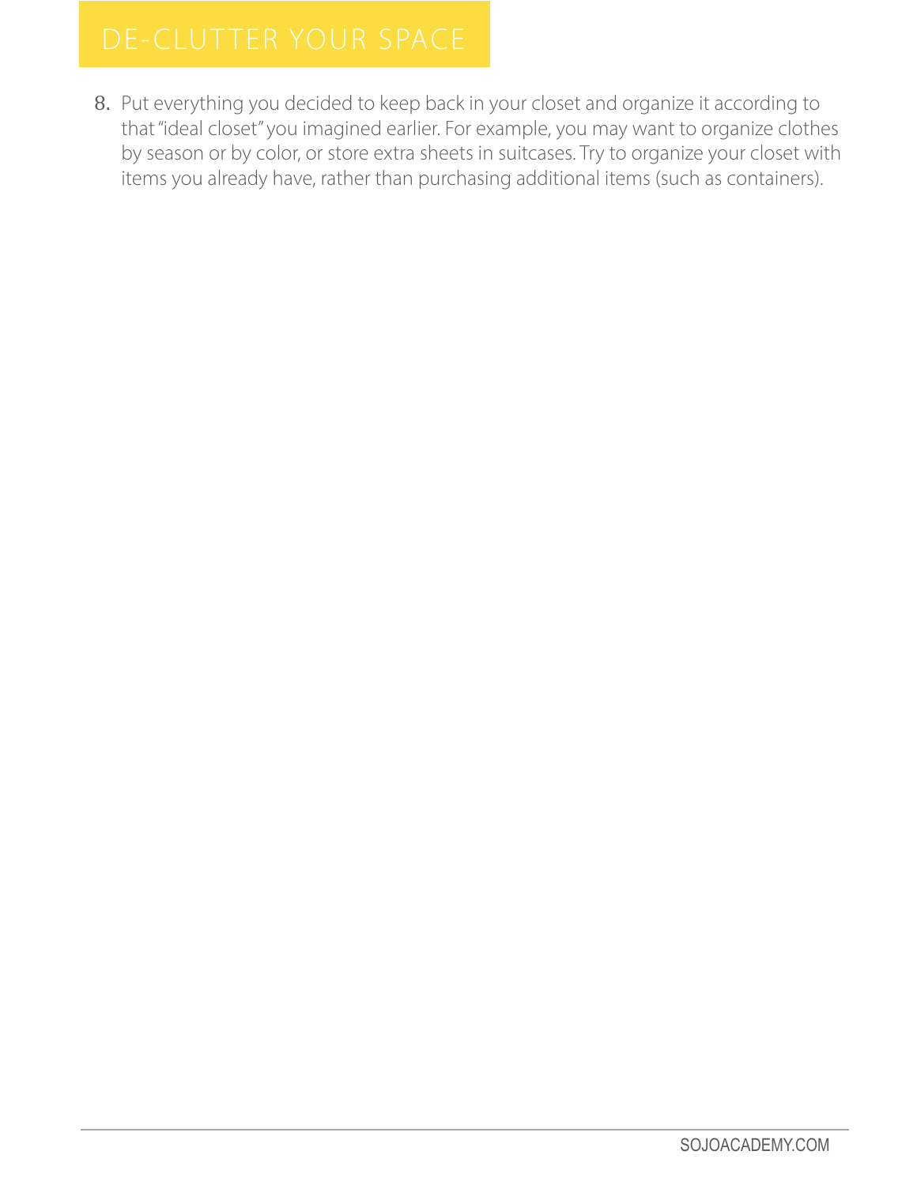# DE-CLUTTER YOUR SPACE

8. Put everything you decided to keep back in your closet and organize it according to that "ideal closet" you imagined earlier. For example, you may want to organize clothes by season or by color, or store extra sheets in suitcases. Try to organize your closet with items you already have, rather than purchasing additional items (such as containers).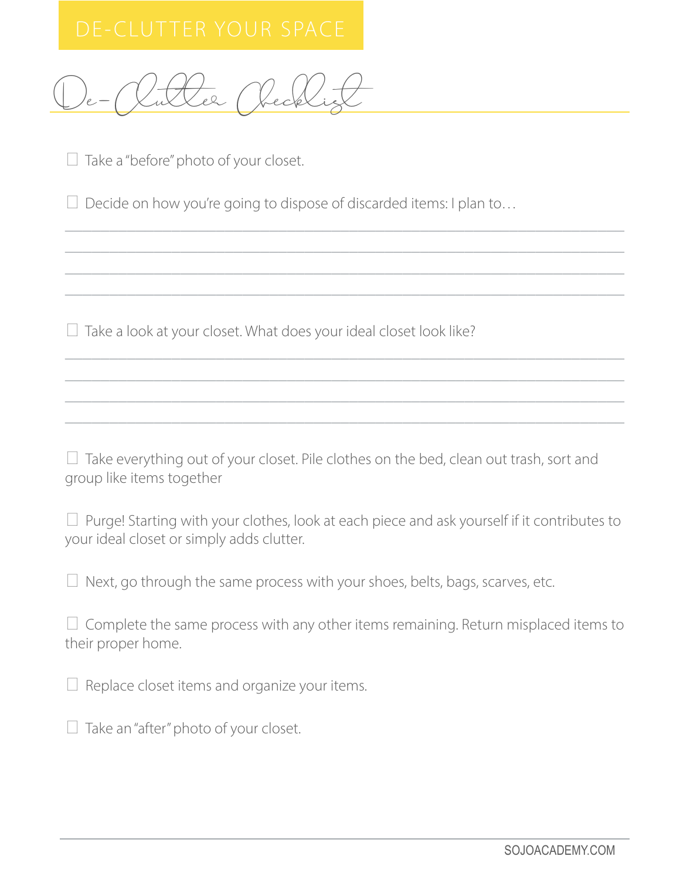# DE-CLUTTER YOUR SPACE

## De-Clutter Checklist

- [ ] Take a "before" photo of your closet.

- [ ] Decide on how you're going to dispose of discarded items: I plan to…

____________________________________________________________________________
____________________________________________________________________________
____________________________________________________________________________
____________________________________________________________________________

- [ ] Take a look at your closet. What does your ideal closet look like?

____________________________________________________________________________
____________________________________________________________________________
____________________________________________________________________________
____________________________________________________________________________

- [ ] Take everything out of your closet. Pile clothes on the bed, clean out trash, sort and group like items together

- [ ] Purge! Starting with your clothes, look at each piece and ask yourself if it contributes to your ideal closet or simply adds clutter.

- [ ] Next, go through the same process with your shoes, belts, bags, scarves, etc.

- [ ] Complete the same process with any other items remaining. Return misplaced items to their proper home.

- [ ] Replace closet items and organize your items.

- [ ] Take an "after" photo of your closet.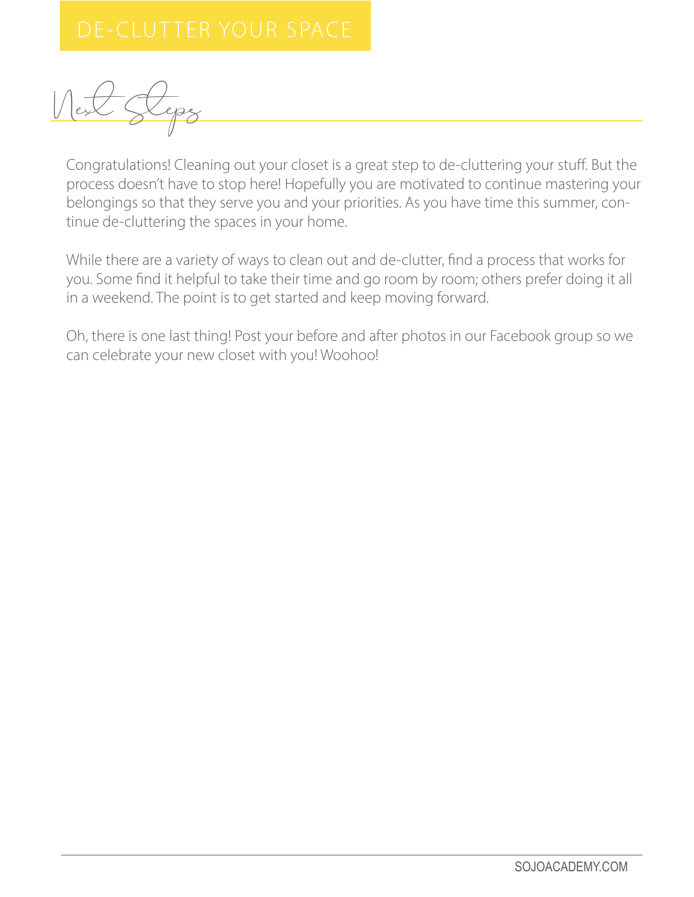# Next Steps

Congratulations! Cleaning out your closet is a great step to de-cluttering your stuff. But the process doesn't have to stop here! Hopefully you are motivated to continue mastering your belongings so that they serve you and your priorities. As you have time this summer, continue de-cluttering the spaces in your home.

While there are a variety of ways to clean out and de-clutter, find a process that works for you. Some find it helpful to take their time and go room by room; others prefer doing it all in a weekend. The point is to get started and keep moving forward.

Oh, there is one last thing! Post your before and after photos in our Facebook group so we can celebrate your new closet with you! Woohoo!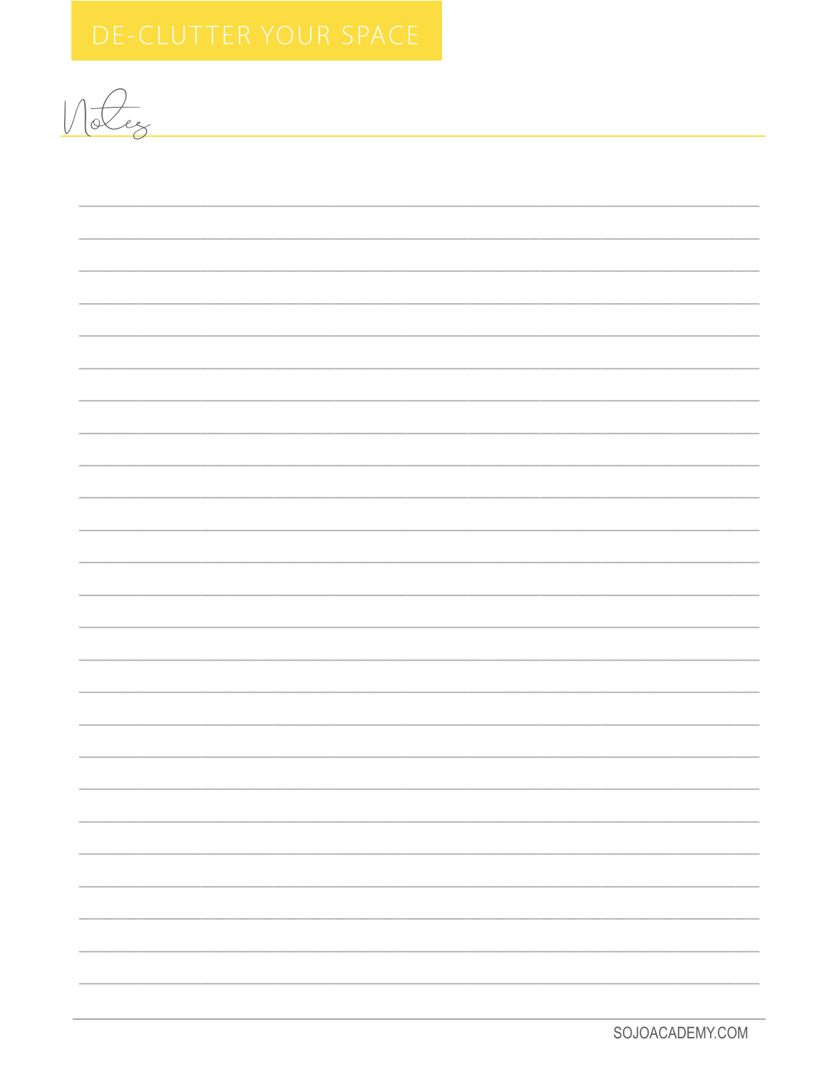DE-CLUTTER YOUR SPACE

# Notes